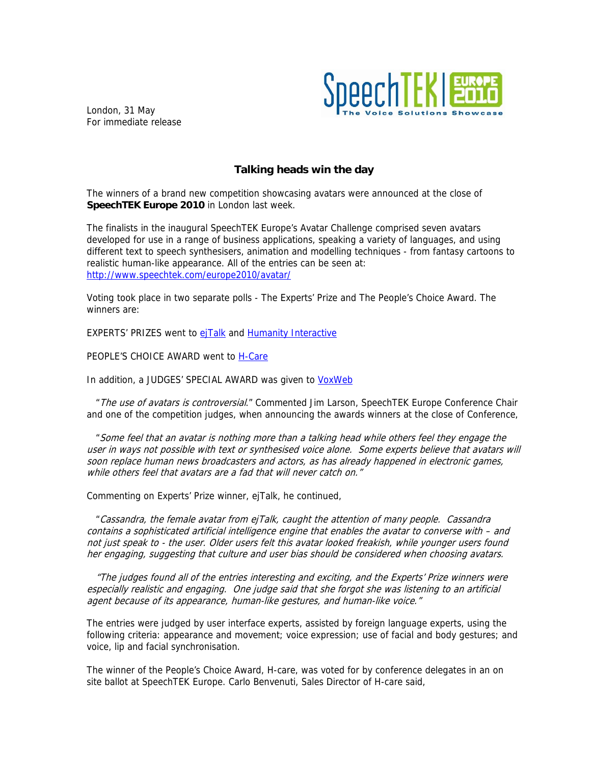London, 31 May
For immediate release

SpeechTEK | EUROPE 2010
The Voice Solutions Showcase

## Talking heads win the day

The winners of a brand new competition showcasing avatars were announced at the close of **SpeechTEK Europe 2010** in London last week.

The finalists in the inaugural SpeechTEK Europe's Avatar Challenge comprised seven avatars developed for use in a range of business applications, speaking a variety of languages, and using different text to speech synthesisers, animation and modelling techniques - from fantasy cartoons to realistic human-like appearance. All of the entries can be seen at: [http://www.speechtek.com/europe2010/avatar/](http://www.speechtek.com/europe2010/avatar/)

Voting took place in two separate polls - The Experts' Prize and The People's Choice Award. The winners are:

EXPERTS' PRIZES went to [ejTalk] and [Humanity Interactive]

PEOPLE'S CHOICE AWARD went to [H-Care]

In addition, a JUDGES' SPECIAL AWARD was given to [VoxWeb]

"*The use of avatars is controversial*." Commented Jim Larson, SpeechTEK Europe Conference Chair and one of the competition judges, when announcing the awards winners at the close of Conference,

"*Some feel that an avatar is nothing more than a talking head while others feel they engage the user in ways not possible with text or synthesised voice alone. Some experts believe that avatars will soon replace human news broadcasters and actors, as has already happened in electronic games, while others feel that avatars are a fad that will never catch on.*"

Commenting on Experts' Prize winner, ejTalk, he continued,

"*Cassandra, the female avatar from ejTalk, caught the attention of many people. Cassandra contains a sophisticated artificial intelligence engine that enables the avatar to converse with – and not just speak to - the user. Older users felt this avatar looked freakish, while younger users found her engaging, suggesting that culture and user bias should be considered when choosing avatars.*

"*The judges found all of the entries interesting and exciting, and the Experts' Prize winners were especially realistic and engaging. One judge said that she forgot she was listening to an artificial agent because of its appearance, human-like gestures, and human-like voice.*"

The entries were judged by user interface experts, assisted by foreign language experts, using the following criteria: appearance and movement; voice expression; use of facial and body gestures; and voice, lip and facial synchronisation.

The winner of the People's Choice Award, H-care, was voted for by conference delegates in an on site ballot at SpeechTEK Europe. Carlo Benvenuti, Sales Director of H-care said,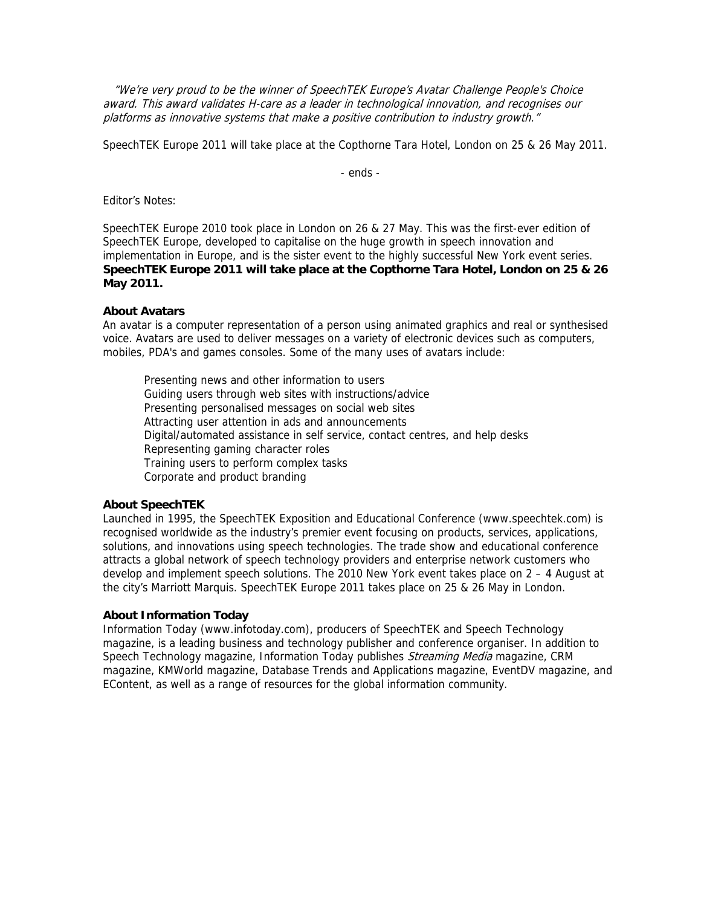*"We're very proud to be the winner of SpeechTEK Europe's Avatar Challenge People's Choice award. This award validates H-care as a leader in technological innovation, and recognises our platforms as innovative systems that make a positive contribution to industry growth."*

SpeechTEK Europe 2011 will take place at the Copthorne Tara Hotel, London on 25 & 26 May 2011.

- ends -

Editor's Notes:

SpeechTEK Europe 2010 took place in London on 26 & 27 May. This was the first-ever edition of SpeechTEK Europe, developed to capitalise on the huge growth in speech innovation and implementation in Europe, and is the sister event to the highly successful New York event series. **SpeechTEK Europe 2011 will take place at the Copthorne Tara Hotel, London on 25 & 26 May 2011.**

**About Avatars**

An avatar is a computer representation of a person using animated graphics and real or synthesised voice. Avatars are used to deliver messages on a variety of electronic devices such as computers, mobiles, PDA's and games consoles. Some of the many uses of avatars include:

- Presenting news and other information to users
- Guiding users through web sites with instructions/advice
- Presenting personalised messages on social web sites
- Attracting user attention in ads and announcements
- Digital/automated assistance in self service, contact centres, and help desks
- Representing gaming character roles
- Training users to perform complex tasks
- Corporate and product branding

**About SpeechTEK**

Launched in 1995, the SpeechTEK Exposition and Educational Conference (www.speechtek.com) is recognised worldwide as the industry's premier event focusing on products, services, applications, solutions, and innovations using speech technologies. The trade show and educational conference attracts a global network of speech technology providers and enterprise network customers who develop and implement speech solutions. The 2010 New York event takes place on 2 – 4 August at the city's Marriott Marquis. SpeechTEK Europe 2011 takes place on 25 & 26 May in London.

**About Information Today**

Information Today (www.infotoday.com), producers of SpeechTEK and Speech Technology magazine, is a leading business and technology publisher and conference organiser. In addition to Speech Technology magazine, Information Today publishes *Streaming Media* magazine, CRM magazine, KMWorld magazine, Database Trends and Applications magazine, EventDV magazine, and EContent, as well as a range of resources for the global information community.